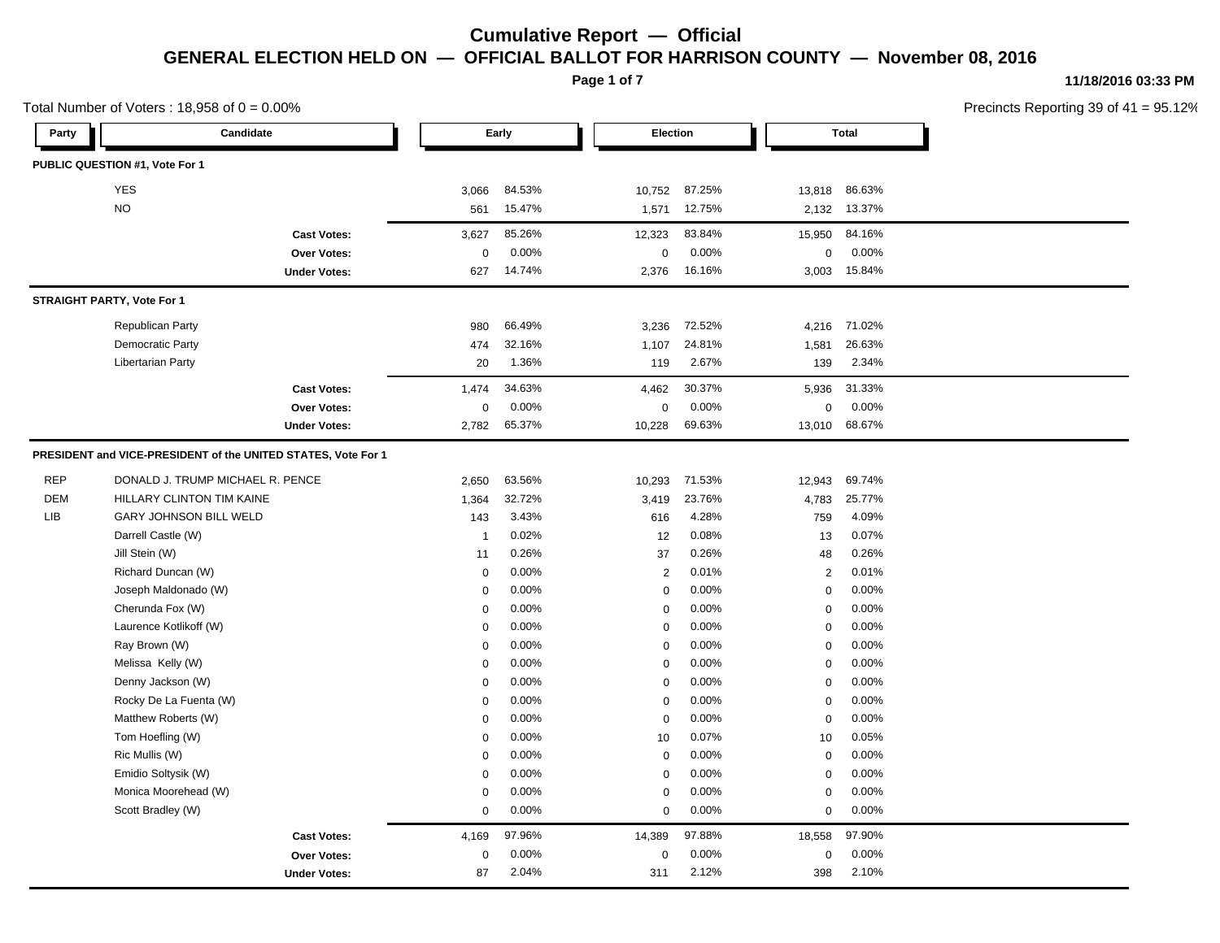# Cumulative Report — Official

## GENERAL ELECTION HELD ON — OFFICIAL BALLOT FOR HARRISON COUNTY — November 08, 2016

11/18/2016 03:33 PM

Total Number of Voters : 18,958 of 0 = 0.00%

Precincts Reporting 39 of 41 = 95.12%

| Party | Candidate | Early | | Election | | Total | |
|---|---|---|---|---|---|---|---|
| **PUBLIC QUESTION #1, Vote For 1** | | | | | | | |
| | YES | 3,066 | 84.53% | 10,752 | 87.25% | 13,818 | 86.63% |
| | NO | 561 | 15.47% | 1,571 | 12.75% | 2,132 | 13.37% |
| | **Cast Votes:** | 3,627 | 85.26% | 12,323 | 83.84% | 15,950 | 84.16% |
| | **Over Votes:** | 0 | 0.00% | 0 | 0.00% | 0 | 0.00% |
| | **Under Votes:** | 627 | 14.74% | 2,376 | 16.16% | 3,003 | 15.84% |
| **STRAIGHT PARTY, Vote For 1** | | | | | | | |
| | Republican Party | 980 | 66.49% | 3,236 | 72.52% | 4,216 | 71.02% |
| | Democratic Party | 474 | 32.16% | 1,107 | 24.81% | 1,581 | 26.63% |
| | Libertarian Party | 20 | 1.36% | 119 | 2.67% | 139 | 2.34% |
| | **Cast Votes:** | 1,474 | 34.63% | 4,462 | 30.37% | 5,936 | 31.33% |
| | **Over Votes:** | 0 | 0.00% | 0 | 0.00% | 0 | 0.00% |
| | **Under Votes:** | 2,782 | 65.37% | 10,228 | 69.63% | 13,010 | 68.67% |
| **PRESIDENT and VICE-PRESIDENT of the UNITED STATES, Vote For 1** | | | | | | | |
| REP | DONALD J. TRUMP MICHAEL R. PENCE | 2,650 | 63.56% | 10,293 | 71.53% | 12,943 | 69.74% |
| DEM | HILLARY CLINTON TIM KAINE | 1,364 | 32.72% | 3,419 | 23.76% | 4,783 | 25.77% |
| LIB | GARY JOHNSON BILL WELD | 143 | 3.43% | 616 | 4.28% | 759 | 4.09% |
| | Darrell Castle (W) | 1 | 0.02% | 12 | 0.08% | 13 | 0.07% |
| | Jill Stein (W) | 11 | 0.26% | 37 | 0.26% | 48 | 0.26% |
| | Richard Duncan (W) | 0 | 0.00% | 2 | 0.01% | 2 | 0.01% |
| | Joseph Maldonado (W) | 0 | 0.00% | 0 | 0.00% | 0 | 0.00% |
| | Cherunda Fox (W) | 0 | 0.00% | 0 | 0.00% | 0 | 0.00% |
| | Laurence Kotlikoff (W) | 0 | 0.00% | 0 | 0.00% | 0 | 0.00% |
| | Ray Brown (W) | 0 | 0.00% | 0 | 0.00% | 0 | 0.00% |
| | Melissa Kelly (W) | 0 | 0.00% | 0 | 0.00% | 0 | 0.00% |
| | Denny Jackson (W) | 0 | 0.00% | 0 | 0.00% | 0 | 0.00% |
| | Rocky De La Fuenta (W) | 0 | 0.00% | 0 | 0.00% | 0 | 0.00% |
| | Matthew Roberts (W) | 0 | 0.00% | 0 | 0.00% | 0 | 0.00% |
| | Tom Hoefling (W) | 0 | 0.00% | 10 | 0.07% | 10 | 0.05% |
| | Ric Mullis (W) | 0 | 0.00% | 0 | 0.00% | 0 | 0.00% |
| | Emidio Soltysik (W) | 0 | 0.00% | 0 | 0.00% | 0 | 0.00% |
| | Monica Moorehead (W) | 0 | 0.00% | 0 | 0.00% | 0 | 0.00% |
| | Scott Bradley (W) | 0 | 0.00% | 0 | 0.00% | 0 | 0.00% |
| | **Cast Votes:** | 4,169 | 97.96% | 14,389 | 97.88% | 18,558 | 97.90% |
| | **Over Votes:** | 0 | 0.00% | 0 | 0.00% | 0 | 0.00% |
| | **Under Votes:** | 87 | 2.04% | 311 | 2.12% | 398 | 2.10% |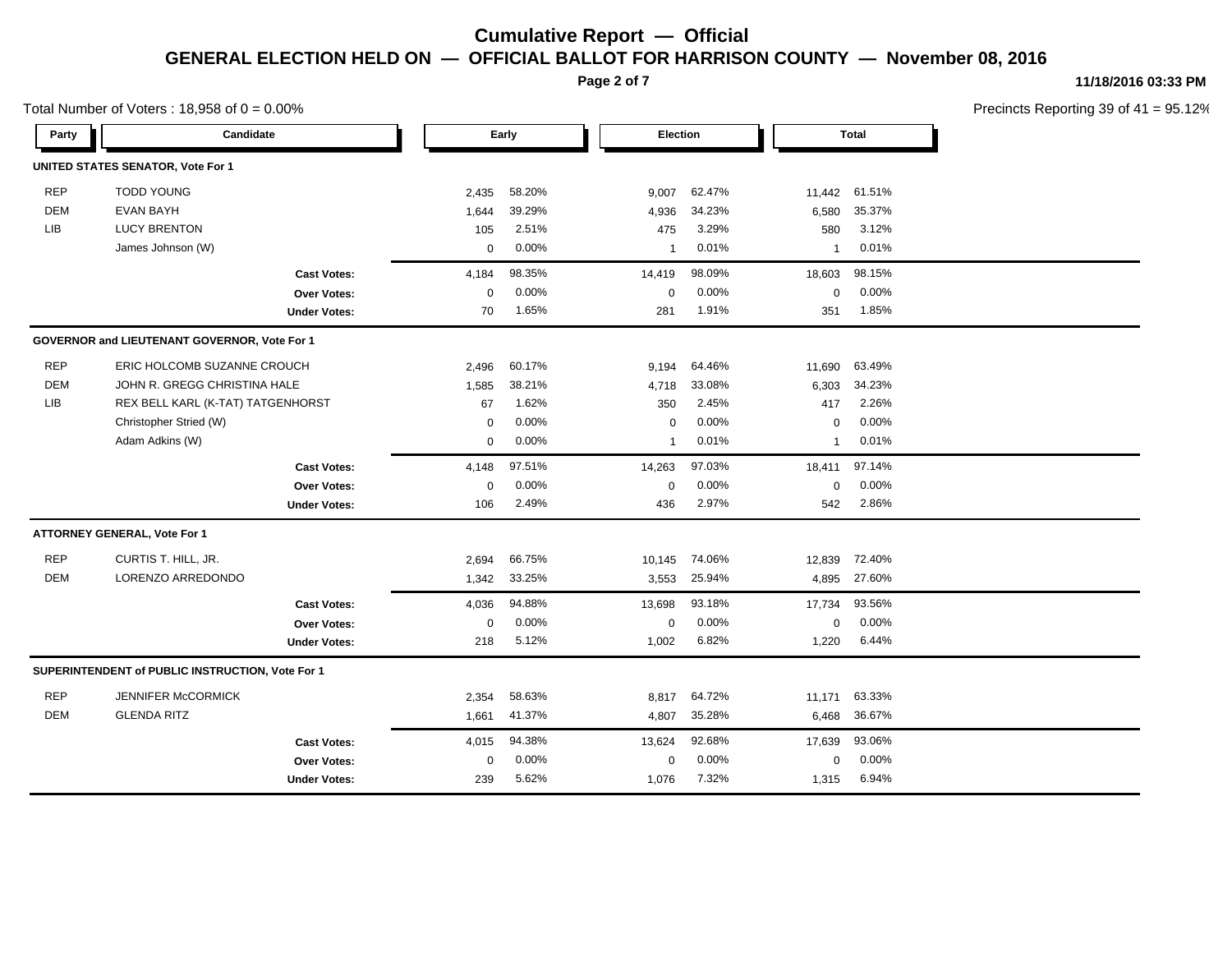# Cumulative Report — Official

## GENERAL ELECTION HELD ON — OFFICIAL BALLOT FOR HARRISON COUNTY — November 08, 2016

11/18/2016 03:33 PM

Total Number of Voters : 18,958 of 0 = 0.00%

Precincts Reporting 39 of 41 = 95.12%

| Party | Candidate | Early | | Election | | Total | |
|---|---|---|---|---|---|---|---|
| **UNITED STATES SENATOR, Vote For 1** | | | | | | | |
| REP | TODD YOUNG | 2,435 | 58.20% | 9,007 | 62.47% | 11,442 | 61.51% |
| DEM | EVAN BAYH | 1,644 | 39.29% | 4,936 | 34.23% | 6,580 | 35.37% |
| LIB | LUCY BRENTON | 105 | 2.51% | 475 | 3.29% | 580 | 3.12% |
| | James Johnson (W) | 0 | 0.00% | 1 | 0.01% | 1 | 0.01% |
| | **Cast Votes:** | 4,184 | 98.35% | 14,419 | 98.09% | 18,603 | 98.15% |
| | **Over Votes:** | 0 | 0.00% | 0 | 0.00% | 0 | 0.00% |
| | **Under Votes:** | 70 | 1.65% | 281 | 1.91% | 351 | 1.85% |
| **GOVERNOR and LIEUTENANT GOVERNOR, Vote For 1** | | | | | | | |
| REP | ERIC HOLCOMB SUZANNE CROUCH | 2,496 | 60.17% | 9,194 | 64.46% | 11,690 | 63.49% |
| DEM | JOHN R. GREGG CHRISTINA HALE | 1,585 | 38.21% | 4,718 | 33.08% | 6,303 | 34.23% |
| LIB | REX BELL KARL (K-TAT) TATGENHORST | 67 | 1.62% | 350 | 2.45% | 417 | 2.26% |
| | Christopher Stried (W) | 0 | 0.00% | 0 | 0.00% | 0 | 0.00% |
| | Adam Adkins (W) | 0 | 0.00% | 1 | 0.01% | 1 | 0.01% |
| | **Cast Votes:** | 4,148 | 97.51% | 14,263 | 97.03% | 18,411 | 97.14% |
| | **Over Votes:** | 0 | 0.00% | 0 | 0.00% | 0 | 0.00% |
| | **Under Votes:** | 106 | 2.49% | 436 | 2.97% | 542 | 2.86% |
| **ATTORNEY GENERAL, Vote For 1** | | | | | | | |
| REP | CURTIS T. HILL, JR. | 2,694 | 66.75% | 10,145 | 74.06% | 12,839 | 72.40% |
| DEM | LORENZO ARREDONDO | 1,342 | 33.25% | 3,553 | 25.94% | 4,895 | 27.60% |
| | **Cast Votes:** | 4,036 | 94.88% | 13,698 | 93.18% | 17,734 | 93.56% |
| | **Over Votes:** | 0 | 0.00% | 0 | 0.00% | 0 | 0.00% |
| | **Under Votes:** | 218 | 5.12% | 1,002 | 6.82% | 1,220 | 6.44% |
| **SUPERINTENDENT of PUBLIC INSTRUCTION, Vote For 1** | | | | | | | |
| REP | JENNIFER McCORMICK | 2,354 | 58.63% | 8,817 | 64.72% | 11,171 | 63.33% |
| DEM | GLENDA RITZ | 1,661 | 41.37% | 4,807 | 35.28% | 6,468 | 36.67% |
| | **Cast Votes:** | 4,015 | 94.38% | 13,624 | 92.68% | 17,639 | 93.06% |
| | **Over Votes:** | 0 | 0.00% | 0 | 0.00% | 0 | 0.00% |
| | **Under Votes:** | 239 | 5.62% | 1,076 | 7.32% | 1,315 | 6.94% |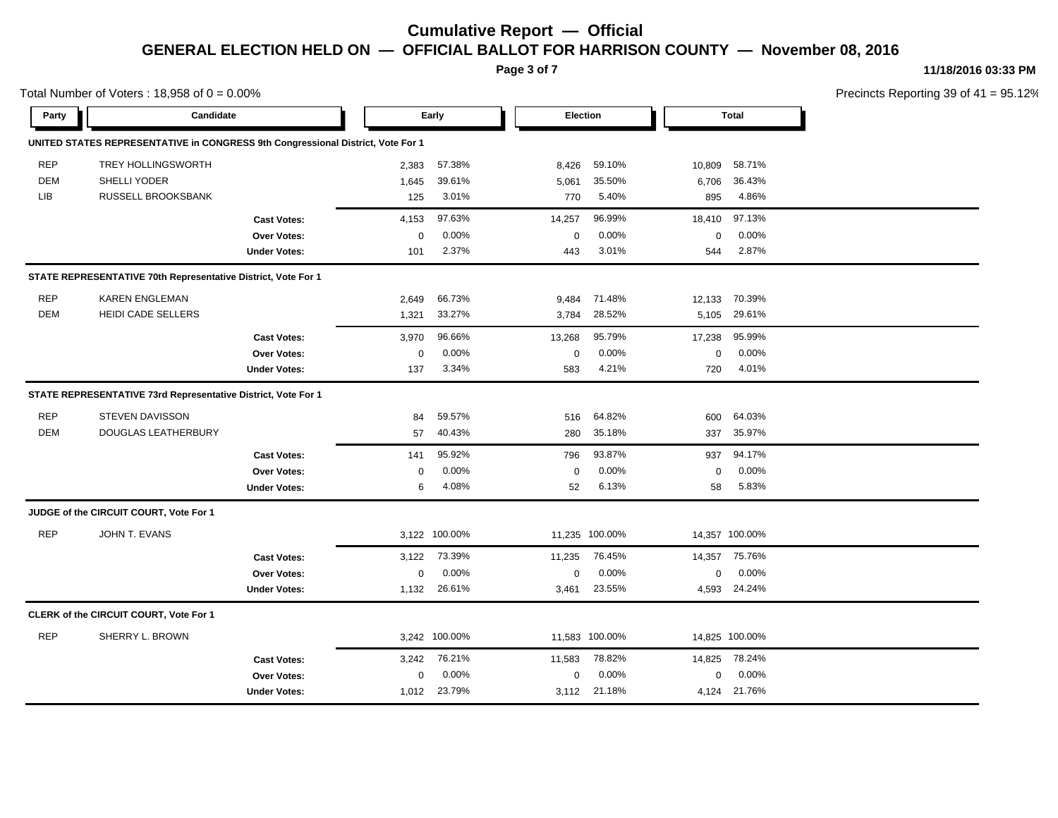# Cumulative Report — Official

## GENERAL ELECTION HELD ON — OFFICIAL BALLOT FOR HARRISON COUNTY — November 08, 2016

11/18/2016 03:33 PM

Total Number of Voters : 18,958 of 0 = 0.00%

Precincts Reporting 39 of 41 = 95.12%

### UNITED STATES REPRESENTATIVE in CONGRESS 9th Congressional District, Vote For 1

| Party | Candidate | Early | | Election | | Total | |
|---|---|---|---|---|---|---|---|
| REP | TREY HOLLINGSWORTH | 2,383 | 57.38% | 8,426 | 59.10% | 10,809 | 58.71% |
| DEM | SHELLI YODER | 1,645 | 39.61% | 5,061 | 35.50% | 6,706 | 36.43% |
| LIB | RUSSELL BROOKSBANK | 125 | 3.01% | 770 | 5.40% | 895 | 4.86% |
| | **Cast Votes:** | 4,153 | 97.63% | 14,257 | 96.99% | 18,410 | 97.13% |
| | **Over Votes:** | 0 | 0.00% | 0 | 0.00% | 0 | 0.00% |
| | **Under Votes:** | 101 | 2.37% | 443 | 3.01% | 544 | 2.87% |

### STATE REPRESENTATIVE 70th Representative District, Vote For 1

| Party | Candidate | Early | | Election | | Total | |
|---|---|---|---|---|---|---|---|
| REP | KAREN ENGLEMAN | 2,649 | 66.73% | 9,484 | 71.48% | 12,133 | 70.39% |
| DEM | HEIDI CADE SELLERS | 1,321 | 33.27% | 3,784 | 28.52% | 5,105 | 29.61% |
| | **Cast Votes:** | 3,970 | 96.66% | 13,268 | 95.79% | 17,238 | 95.99% |
| | **Over Votes:** | 0 | 0.00% | 0 | 0.00% | 0 | 0.00% |
| | **Under Votes:** | 137 | 3.34% | 583 | 4.21% | 720 | 4.01% |

### STATE REPRESENTATIVE 73rd Representative District, Vote For 1

| Party | Candidate | Early | | Election | | Total | |
|---|---|---|---|---|---|---|---|
| REP | STEVEN DAVISSON | 84 | 59.57% | 516 | 64.82% | 600 | 64.03% |
| DEM | DOUGLAS LEATHERBURY | 57 | 40.43% | 280 | 35.18% | 337 | 35.97% |
| | **Cast Votes:** | 141 | 95.92% | 796 | 93.87% | 937 | 94.17% |
| | **Over Votes:** | 0 | 0.00% | 0 | 0.00% | 0 | 0.00% |
| | **Under Votes:** | 6 | 4.08% | 52 | 6.13% | 58 | 5.83% |

### JUDGE of the CIRCUIT COURT, Vote For 1

| Party | Candidate | Early | | Election | | Total | |
|---|---|---|---|---|---|---|---|
| REP | JOHN T. EVANS | 3,122 | 100.00% | 11,235 | 100.00% | 14,357 | 100.00% |
| | **Cast Votes:** | 3,122 | 73.39% | 11,235 | 76.45% | 14,357 | 75.76% |
| | **Over Votes:** | 0 | 0.00% | 0 | 0.00% | 0 | 0.00% |
| | **Under Votes:** | 1,132 | 26.61% | 3,461 | 23.55% | 4,593 | 24.24% |

### CLERK of the CIRCUIT COURT, Vote For 1

| Party | Candidate | Early | | Election | | Total | |
|---|---|---|---|---|---|---|---|
| REP | SHERRY L. BROWN | 3,242 | 100.00% | 11,583 | 100.00% | 14,825 | 100.00% |
| | **Cast Votes:** | 3,242 | 76.21% | 11,583 | 78.82% | 14,825 | 78.24% |
| | **Over Votes:** | 0 | 0.00% | 0 | 0.00% | 0 | 0.00% |
| | **Under Votes:** | 1,012 | 23.79% | 3,112 | 21.18% | 4,124 | 21.76% |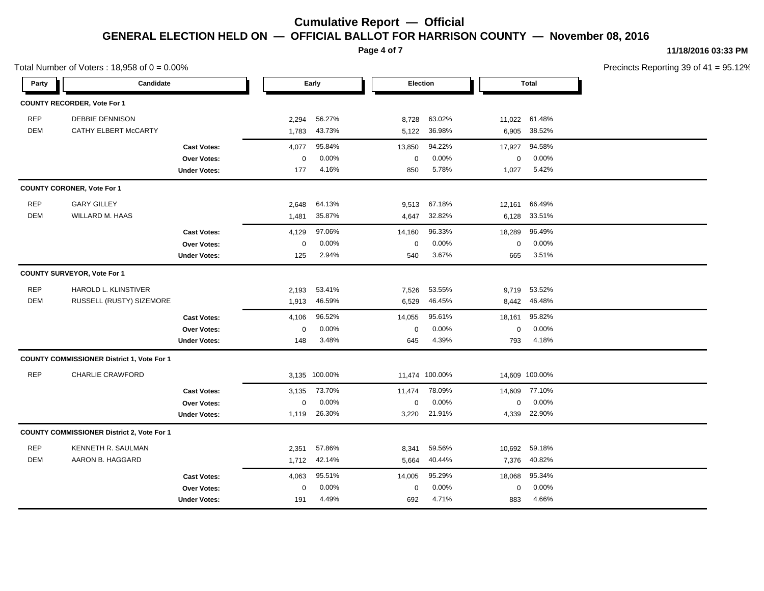# Cumulative Report — Official

## GENERAL ELECTION HELD ON — OFFICIAL BALLOT FOR HARRISON COUNTY — November 08, 2016

11/18/2016 03:33 PM

Total Number of Voters : 18,958 of 0 = 0.00%

Precincts Reporting 39 of 41 = 95.12%

| Party | Candidate | Early | | Election | | Total | |
|---|---|---|---|---|---|---|---|
| **COUNTY RECORDER, Vote For 1** | | | | | | | |
| REP | DEBBIE DENNISON | 2,294 | 56.27% | 8,728 | 63.02% | 11,022 | 61.48% |
| DEM | CATHY ELBERT McCARTY | 1,783 | 43.73% | 5,122 | 36.98% | 6,905 | 38.52% |
| | **Cast Votes:** | 4,077 | 95.84% | 13,850 | 94.22% | 17,927 | 94.58% |
| | **Over Votes:** | 0 | 0.00% | 0 | 0.00% | 0 | 0.00% |
| | **Under Votes:** | 177 | 4.16% | 850 | 5.78% | 1,027 | 5.42% |
| **COUNTY CORONER, Vote For 1** | | | | | | | |
| REP | GARY GILLEY | 2,648 | 64.13% | 9,513 | 67.18% | 12,161 | 66.49% |
| DEM | WILLARD M. HAAS | 1,481 | 35.87% | 4,647 | 32.82% | 6,128 | 33.51% |
| | **Cast Votes:** | 4,129 | 97.06% | 14,160 | 96.33% | 18,289 | 96.49% |
| | **Over Votes:** | 0 | 0.00% | 0 | 0.00% | 0 | 0.00% |
| | **Under Votes:** | 125 | 2.94% | 540 | 3.67% | 665 | 3.51% |
| **COUNTY SURVEYOR, Vote For 1** | | | | | | | |
| REP | HAROLD L. KLINSTIVER | 2,193 | 53.41% | 7,526 | 53.55% | 9,719 | 53.52% |
| DEM | RUSSELL (RUSTY) SIZEMORE | 1,913 | 46.59% | 6,529 | 46.45% | 8,442 | 46.48% |
| | **Cast Votes:** | 4,106 | 96.52% | 14,055 | 95.61% | 18,161 | 95.82% |
| | **Over Votes:** | 0 | 0.00% | 0 | 0.00% | 0 | 0.00% |
| | **Under Votes:** | 148 | 3.48% | 645 | 4.39% | 793 | 4.18% |
| **COUNTY COMMISSIONER District 1, Vote For 1** | | | | | | | |
| REP | CHARLIE CRAWFORD | 3,135 | 100.00% | 11,474 | 100.00% | 14,609 | 100.00% |
| | **Cast Votes:** | 3,135 | 73.70% | 11,474 | 78.09% | 14,609 | 77.10% |
| | **Over Votes:** | 0 | 0.00% | 0 | 0.00% | 0 | 0.00% |
| | **Under Votes:** | 1,119 | 26.30% | 3,220 | 21.91% | 4,339 | 22.90% |
| **COUNTY COMMISSIONER District 2, Vote For 1** | | | | | | | |
| REP | KENNETH R. SAULMAN | 2,351 | 57.86% | 8,341 | 59.56% | 10,692 | 59.18% |
| DEM | AARON B. HAGGARD | 1,712 | 42.14% | 5,664 | 40.44% | 7,376 | 40.82% |
| | **Cast Votes:** | 4,063 | 95.51% | 14,005 | 95.29% | 18,068 | 95.34% |
| | **Over Votes:** | 0 | 0.00% | 0 | 0.00% | 0 | 0.00% |
| | **Under Votes:** | 191 | 4.49% | 692 | 4.71% | 883 | 4.66% |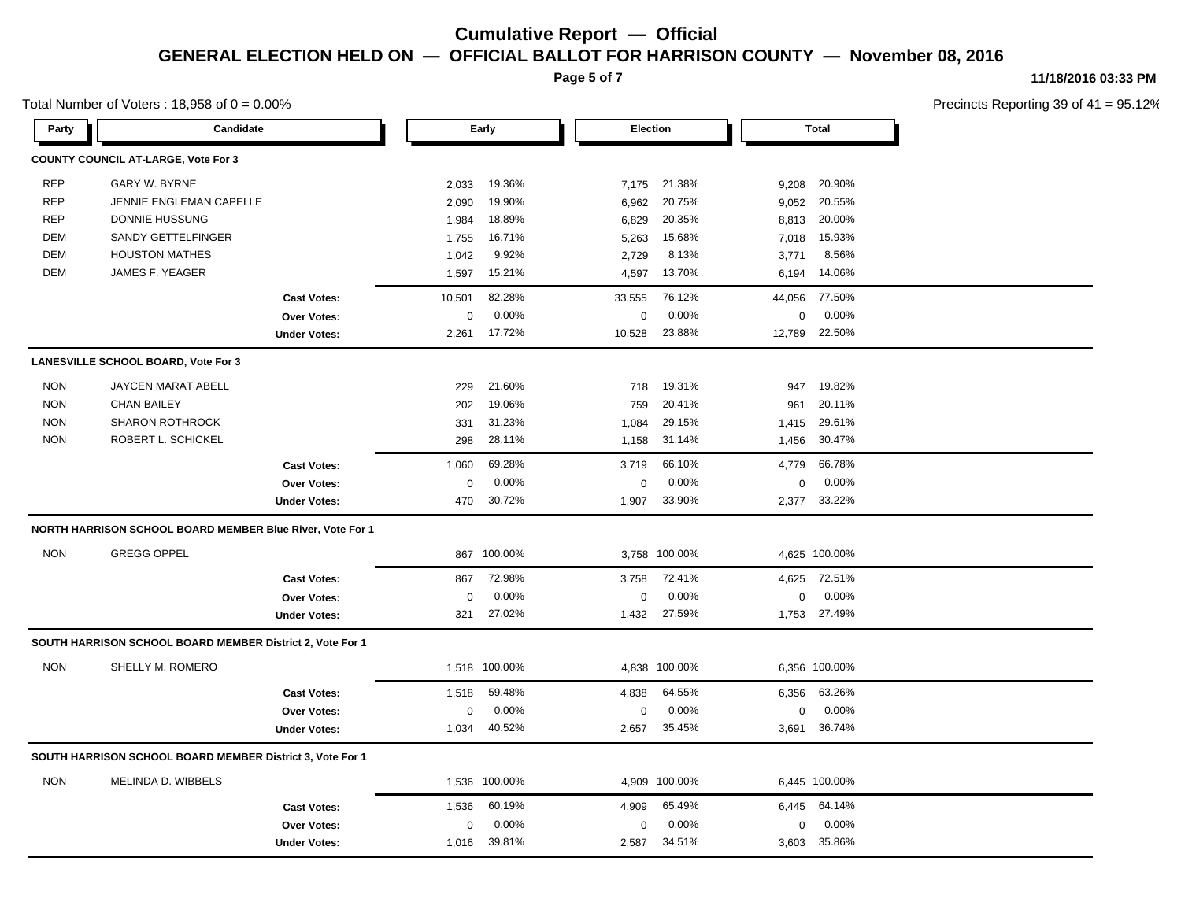# Cumulative Report — Official

## GENERAL ELECTION HELD ON — OFFICIAL BALLOT FOR HARRISON COUNTY — November 08, 2016

11/18/2016 03:33 PM

Total Number of Voters : 18,958 of 0 = 0.00%

Precincts Reporting 39 of 41 = 95.12%

| Party | Candidate | Early | | Election | | Total | |
|---|---|---|---|---|---|---|---|
| **COUNTY COUNCIL AT-LARGE, Vote For 3** | | | | | | | |
| REP | GARY W. BYRNE | 2,033 | 19.36% | 7,175 | 21.38% | 9,208 | 20.90% |
| REP | JENNIE ENGLEMAN CAPELLE | 2,090 | 19.90% | 6,962 | 20.75% | 9,052 | 20.55% |
| REP | DONNIE HUSSUNG | 1,984 | 18.89% | 6,829 | 20.35% | 8,813 | 20.00% |
| DEM | SANDY GETTELFINGER | 1,755 | 16.71% | 5,263 | 15.68% | 7,018 | 15.93% |
| DEM | HOUSTON MATHES | 1,042 | 9.92% | 2,729 | 8.13% | 3,771 | 8.56% |
| DEM | JAMES F. YEAGER | 1,597 | 15.21% | 4,597 | 13.70% | 6,194 | 14.06% |
| | **Cast Votes:** | 10,501 | 82.28% | 33,555 | 76.12% | 44,056 | 77.50% |
| | **Over Votes:** | 0 | 0.00% | 0 | 0.00% | 0 | 0.00% |
| | **Under Votes:** | 2,261 | 17.72% | 10,528 | 23.88% | 12,789 | 22.50% |
| **LANESVILLE SCHOOL BOARD, Vote For 3** | | | | | | | |
| NON | JAYCEN MARAT ABELL | 229 | 21.60% | 718 | 19.31% | 947 | 19.82% |
| NON | CHAN BAILEY | 202 | 19.06% | 759 | 20.41% | 961 | 20.11% |
| NON | SHARON ROTHROCK | 331 | 31.23% | 1,084 | 29.15% | 1,415 | 29.61% |
| NON | ROBERT L. SCHICKEL | 298 | 28.11% | 1,158 | 31.14% | 1,456 | 30.47% |
| | **Cast Votes:** | 1,060 | 69.28% | 3,719 | 66.10% | 4,779 | 66.78% |
| | **Over Votes:** | 0 | 0.00% | 0 | 0.00% | 0 | 0.00% |
| | **Under Votes:** | 470 | 30.72% | 1,907 | 33.90% | 2,377 | 33.22% |
| **NORTH HARRISON SCHOOL BOARD MEMBER Blue River, Vote For 1** | | | | | | | |
| NON | GREGG OPPEL | 867 | 100.00% | 3,758 | 100.00% | 4,625 | 100.00% |
| | **Cast Votes:** | 867 | 72.98% | 3,758 | 72.41% | 4,625 | 72.51% |
| | **Over Votes:** | 0 | 0.00% | 0 | 0.00% | 0 | 0.00% |
| | **Under Votes:** | 321 | 27.02% | 1,432 | 27.59% | 1,753 | 27.49% |
| **SOUTH HARRISON SCHOOL BOARD MEMBER District 2, Vote For 1** | | | | | | | |
| NON | SHELLY M. ROMERO | 1,518 | 100.00% | 4,838 | 100.00% | 6,356 | 100.00% |
| | **Cast Votes:** | 1,518 | 59.48% | 4,838 | 64.55% | 6,356 | 63.26% |
| | **Over Votes:** | 0 | 0.00% | 0 | 0.00% | 0 | 0.00% |
| | **Under Votes:** | 1,034 | 40.52% | 2,657 | 35.45% | 3,691 | 36.74% |
| **SOUTH HARRISON SCHOOL BOARD MEMBER District 3, Vote For 1** | | | | | | | |
| NON | MELINDA D. WIBBELS | 1,536 | 100.00% | 4,909 | 100.00% | 6,445 | 100.00% |
| | **Cast Votes:** | 1,536 | 60.19% | 4,909 | 65.49% | 6,445 | 64.14% |
| | **Over Votes:** | 0 | 0.00% | 0 | 0.00% | 0 | 0.00% |
| | **Under Votes:** | 1,016 | 39.81% | 2,587 | 34.51% | 3,603 | 35.86% |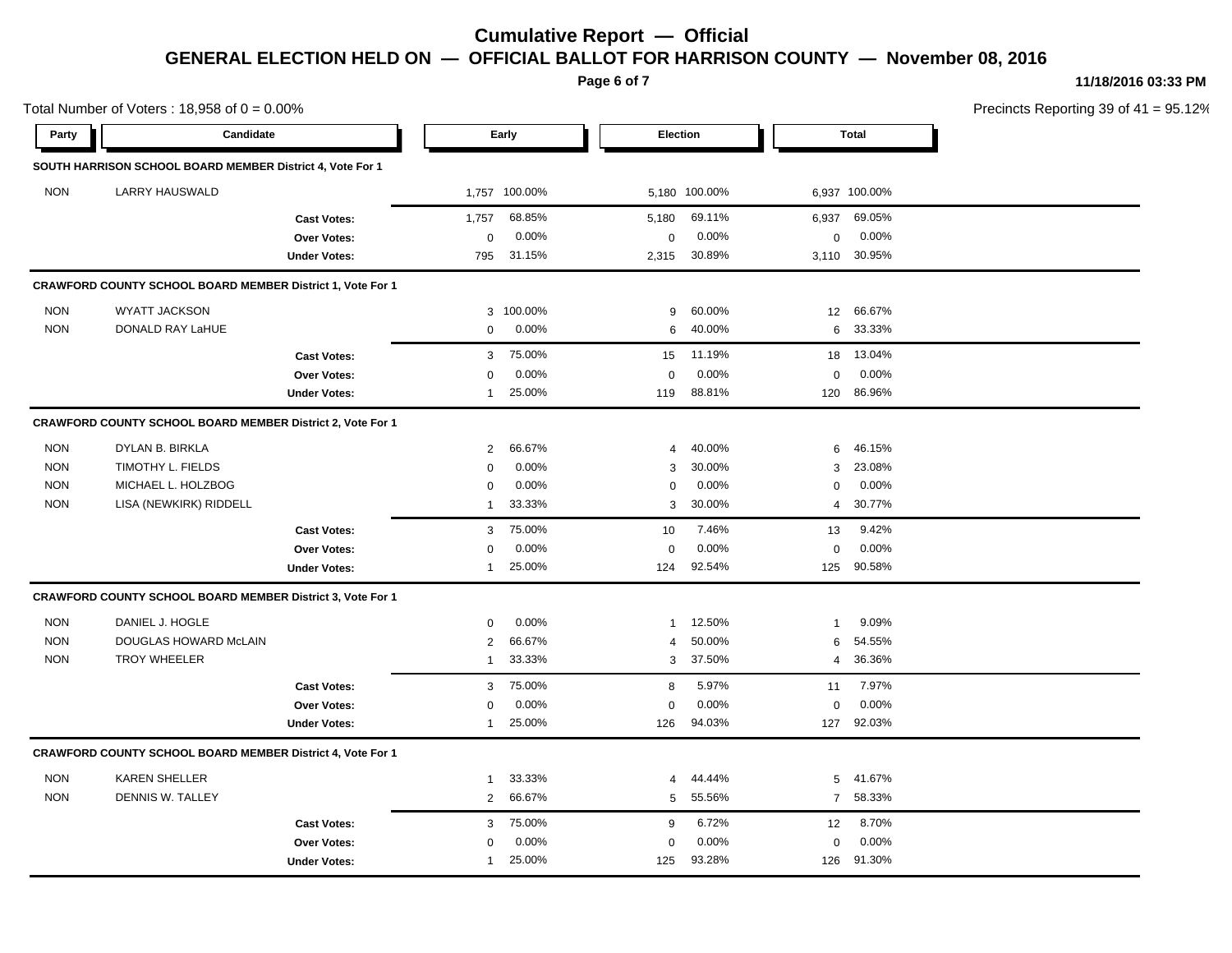# Cumulative Report — Official

## GENERAL ELECTION HELD ON — OFFICIAL BALLOT FOR HARRISON COUNTY — November 08, 2016

11/18/2016 03:33 PM

Total Number of Voters : 18,958 of 0 = 0.00%

Precincts Reporting 39 of 41 = 95.12%

### SOUTH HARRISON SCHOOL BOARD MEMBER District 4, Vote For 1

| Party | Candidate | Early | | Election | | Total | |
|---|---|---|---|---|---|---|---|
| NON | LARRY HAUSWALD | 1,757 | 100.00% | 5,180 | 100.00% | 6,937 | 100.00% |
| | **Cast Votes:** | 1,757 | 68.85% | 5,180 | 69.11% | 6,937 | 69.05% |
| | **Over Votes:** | 0 | 0.00% | 0 | 0.00% | 0 | 0.00% |
| | **Under Votes:** | 795 | 31.15% | 2,315 | 30.89% | 3,110 | 30.95% |

### CRAWFORD COUNTY SCHOOL BOARD MEMBER District 1, Vote For 1

| Party | Candidate | Early | | Election | | Total | |
|---|---|---|---|---|---|---|---|
| NON | WYATT JACKSON | 3 | 100.00% | 9 | 60.00% | 12 | 66.67% |
| NON | DONALD RAY LaHUE | 0 | 0.00% | 6 | 40.00% | 6 | 33.33% |
| | **Cast Votes:** | 3 | 75.00% | 15 | 11.19% | 18 | 13.04% |
| | **Over Votes:** | 0 | 0.00% | 0 | 0.00% | 0 | 0.00% |
| | **Under Votes:** | 1 | 25.00% | 119 | 88.81% | 120 | 86.96% |

### CRAWFORD COUNTY SCHOOL BOARD MEMBER District 2, Vote For 1

| Party | Candidate | Early | | Election | | Total | |
|---|---|---|---|---|---|---|---|
| NON | DYLAN B. BIRKLA | 2 | 66.67% | 4 | 40.00% | 6 | 46.15% |
| NON | TIMOTHY L. FIELDS | 0 | 0.00% | 3 | 30.00% | 3 | 23.08% |
| NON | MICHAEL L. HOLZBOG | 0 | 0.00% | 0 | 0.00% | 0 | 0.00% |
| NON | LISA (NEWKIRK) RIDDELL | 1 | 33.33% | 3 | 30.00% | 4 | 30.77% |
| | **Cast Votes:** | 3 | 75.00% | 10 | 7.46% | 13 | 9.42% |
| | **Over Votes:** | 0 | 0.00% | 0 | 0.00% | 0 | 0.00% |
| | **Under Votes:** | 1 | 25.00% | 124 | 92.54% | 125 | 90.58% |

### CRAWFORD COUNTY SCHOOL BOARD MEMBER District 3, Vote For 1

| Party | Candidate | Early | | Election | | Total | |
|---|---|---|---|---|---|---|---|
| NON | DANIEL J. HOGLE | 0 | 0.00% | 1 | 12.50% | 1 | 9.09% |
| NON | DOUGLAS HOWARD McLAIN | 2 | 66.67% | 4 | 50.00% | 6 | 54.55% |
| NON | TROY WHEELER | 1 | 33.33% | 3 | 37.50% | 4 | 36.36% |
| | **Cast Votes:** | 3 | 75.00% | 8 | 5.97% | 11 | 7.97% |
| | **Over Votes:** | 0 | 0.00% | 0 | 0.00% | 0 | 0.00% |
| | **Under Votes:** | 1 | 25.00% | 126 | 94.03% | 127 | 92.03% |

### CRAWFORD COUNTY SCHOOL BOARD MEMBER District 4, Vote For 1

| Party | Candidate | Early | | Election | | Total | |
|---|---|---|---|---|---|---|---|
| NON | KAREN SHELLER | 1 | 33.33% | 4 | 44.44% | 5 | 41.67% |
| NON | DENNIS W. TALLEY | 2 | 66.67% | 5 | 55.56% | 7 | 58.33% |
| | **Cast Votes:** | 3 | 75.00% | 9 | 6.72% | 12 | 8.70% |
| | **Over Votes:** | 0 | 0.00% | 0 | 0.00% | 0 | 0.00% |
| | **Under Votes:** | 1 | 25.00% | 125 | 93.28% | 126 | 91.30% |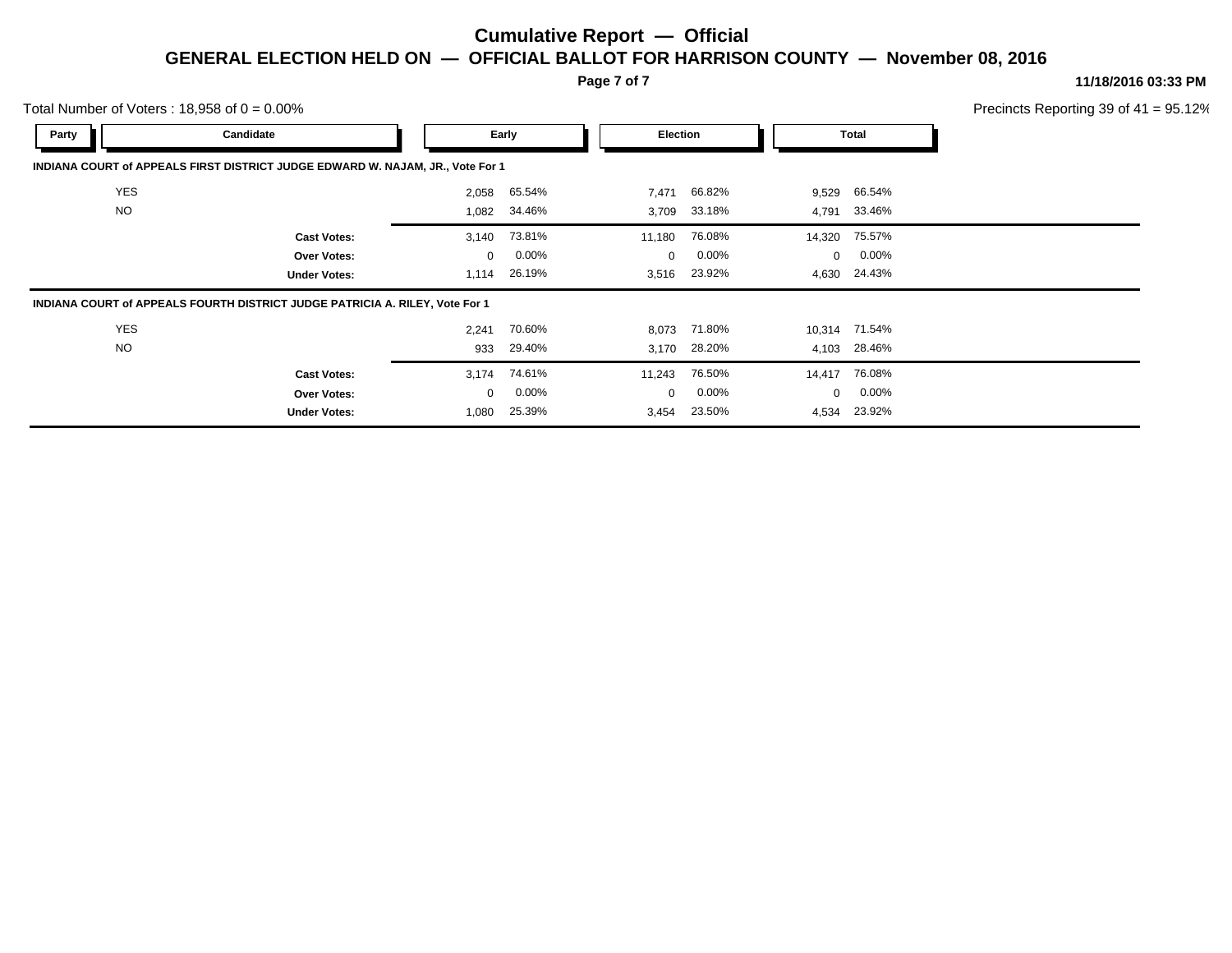# Cumulative Report — Official

## GENERAL ELECTION HELD ON — OFFICIAL BALLOT FOR HARRISON COUNTY — November 08, 2016

11/18/2016 03:33 PM

Total Number of Voters : 18,958 of 0 = 0.00%

Precincts Reporting 39 of 41 = 95.12%

| Party | Candidate | Early | | Election | | Total | |
|---|---|---|---|---|---|---|---|
| **INDIANA COURT of APPEALS FIRST DISTRICT JUDGE EDWARD W. NAJAM, JR., Vote For 1** | | | | | | | |
| | YES | 2,058 | 65.54% | 7,471 | 66.82% | 9,529 | 66.54% |
| | NO | 1,082 | 34.46% | 3,709 | 33.18% | 4,791 | 33.46% |
| | **Cast Votes:** | 3,140 | 73.81% | 11,180 | 76.08% | 14,320 | 75.57% |
| | **Over Votes:** | 0 | 0.00% | 0 | 0.00% | 0 | 0.00% |
| | **Under Votes:** | 1,114 | 26.19% | 3,516 | 23.92% | 4,630 | 24.43% |
| **INDIANA COURT of APPEALS FOURTH DISTRICT JUDGE PATRICIA A. RILEY, Vote For 1** | | | | | | | |
| | YES | 2,241 | 70.60% | 8,073 | 71.80% | 10,314 | 71.54% |
| | NO | 933 | 29.40% | 3,170 | 28.20% | 4,103 | 28.46% |
| | **Cast Votes:** | 3,174 | 74.61% | 11,243 | 76.50% | 14,417 | 76.08% |
| | **Over Votes:** | 0 | 0.00% | 0 | 0.00% | 0 | 0.00% |
| | **Under Votes:** | 1,080 | 25.39% | 3,454 | 23.50% | 4,534 | 23.92% |